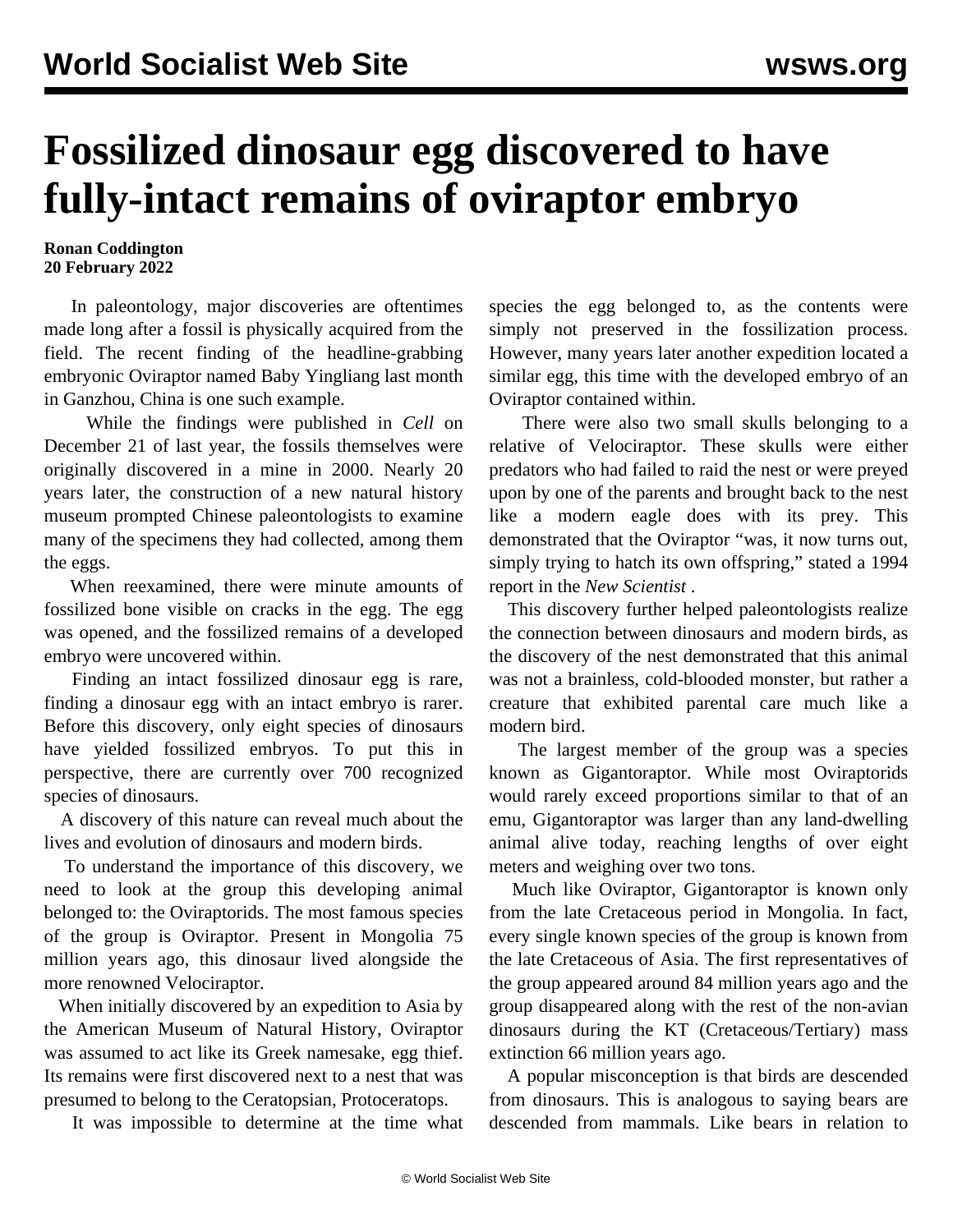# Fossilized dinosaur egg discovered to have fully-intact remains of oviraptor embryo

**Ronan Coddington**
**20 February 2022**

In paleontology, major discoveries are oftentimes made long after a fossil is physically acquired from the field. The recent finding of the headline-grabbing embryonic Oviraptor named Baby Yingliang last month in Ganzhou, China is one such example.

While the findings were published in *Cell* on December 21 of last year, the fossils themselves were originally discovered in a mine in 2000. Nearly 20 years later, the construction of a new natural history museum prompted Chinese paleontologists to examine many of the specimens they had collected, among them the eggs.

When reexamined, there were minute amounts of fossilized bone visible on cracks in the egg. The egg was opened, and the fossilized remains of a developed embryo were uncovered within.

Finding an intact fossilized dinosaur egg is rare, finding a dinosaur egg with an intact embryo is rarer. Before this discovery, only eight species of dinosaurs have yielded fossilized embryos. To put this in perspective, there are currently over 700 recognized species of dinosaurs.

A discovery of this nature can reveal much about the lives and evolution of dinosaurs and modern birds.

To understand the importance of this discovery, we need to look at the group this developing animal belonged to: the Oviraptorids. The most famous species of the group is Oviraptor. Present in Mongolia 75 million years ago, this dinosaur lived alongside the more renowned Velociraptor.

When initially discovered by an expedition to Asia by the American Museum of Natural History, Oviraptor was assumed to act like its Greek namesake, egg thief. Its remains were first discovered next to a nest that was presumed to belong to the Ceratopsian, Protoceratops.

It was impossible to determine at the time what species the egg belonged to, as the contents were simply not preserved in the fossilization process. However, many years later another expedition located a similar egg, this time with the developed embryo of an Oviraptor contained within.

There were also two small skulls belonging to a relative of Velociraptor. These skulls were either predators who had failed to raid the nest or were preyed upon by one of the parents and brought back to the nest like a modern eagle does with its prey. This demonstrated that the Oviraptor "was, it now turns out, simply trying to hatch its own offspring," stated a 1994 report in the *New Scientist* .

This discovery further helped paleontologists realize the connection between dinosaurs and modern birds, as the discovery of the nest demonstrated that this animal was not a brainless, cold-blooded monster, but rather a creature that exhibited parental care much like a modern bird.

The largest member of the group was a species known as Gigantoraptor. While most Oviraptorids would rarely exceed proportions similar to that of an emu, Gigantoraptor was larger than any land-dwelling animal alive today, reaching lengths of over eight meters and weighing over two tons.

Much like Oviraptor, Gigantoraptor is known only from the late Cretaceous period in Mongolia. In fact, every single known species of the group is known from the late Cretaceous of Asia. The first representatives of the group appeared around 84 million years ago and the group disappeared along with the rest of the non-avian dinosaurs during the KT (Cretaceous/Tertiary) mass extinction 66 million years ago.

A popular misconception is that birds are descended from dinosaurs. This is analogous to saying bears are descended from mammals. Like bears in relation to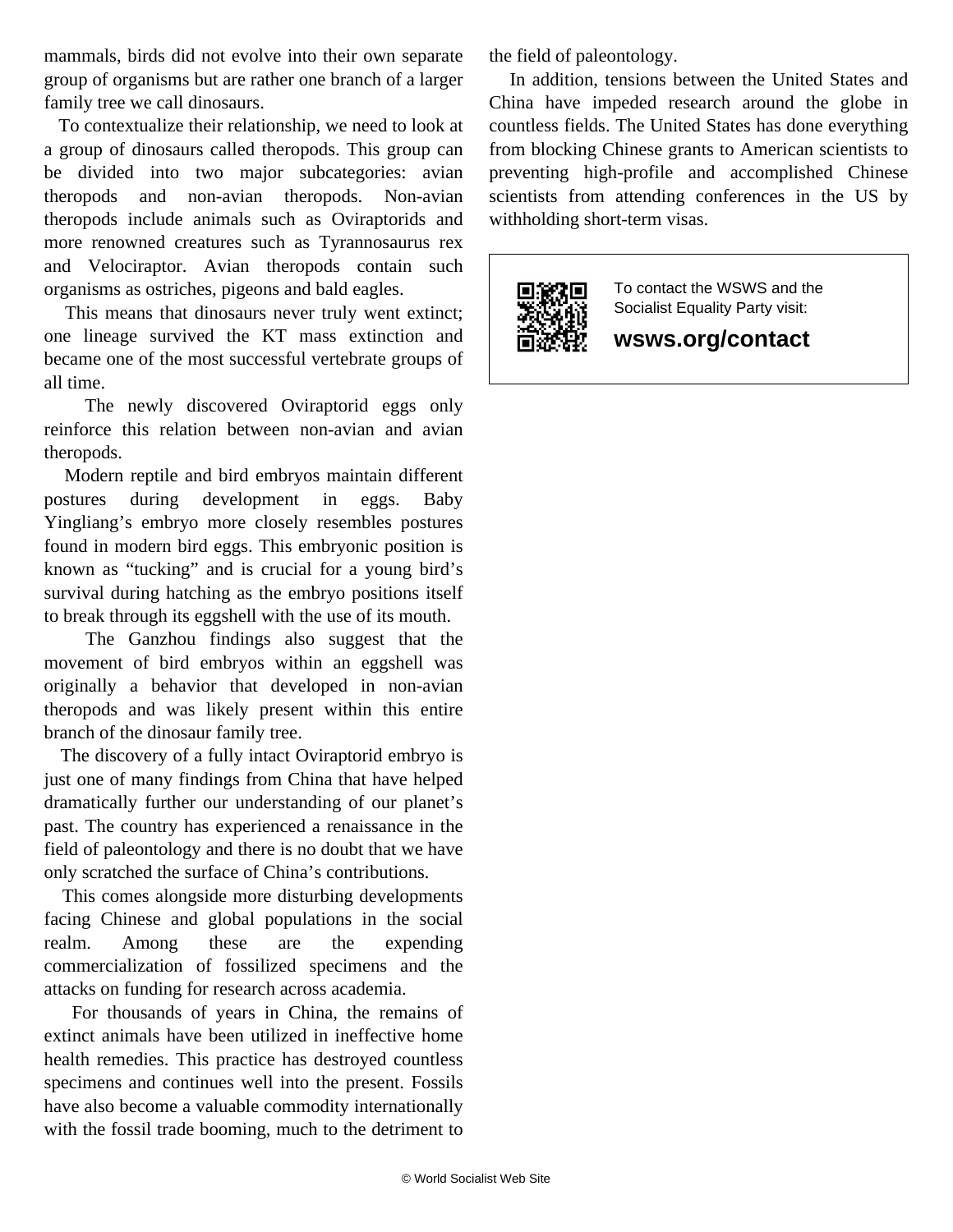mammals, birds did not evolve into their own separate group of organisms but are rather one branch of a larger family tree we call dinosaurs.

To contextualize their relationship, we need to look at a group of dinosaurs called theropods. This group can be divided into two major subcategories: avian theropods and non-avian theropods. Non-avian theropods include animals such as Oviraptorids and more renowned creatures such as Tyrannosaurus rex and Velociraptor. Avian theropods contain such organisms as ostriches, pigeons and bald eagles.

This means that dinosaurs never truly went extinct; one lineage survived the KT mass extinction and became one of the most successful vertebrate groups of all time.

The newly discovered Oviraptorid eggs only reinforce this relation between non-avian and avian theropods.

Modern reptile and bird embryos maintain different postures during development in eggs. Baby Yingliang's embryo more closely resembles postures found in modern bird eggs. This embryonic position is known as "tucking" and is crucial for a young bird's survival during hatching as the embryo positions itself to break through its eggshell with the use of its mouth.

The Ganzhou findings also suggest that the movement of bird embryos within an eggshell was originally a behavior that developed in non-avian theropods and was likely present within this entire branch of the dinosaur family tree.

The discovery of a fully intact Oviraptorid embryo is just one of many findings from China that have helped dramatically further our understanding of our planet's past. The country has experienced a renaissance in the field of paleontology and there is no doubt that we have only scratched the surface of China's contributions.

This comes alongside more disturbing developments facing Chinese and global populations in the social realm. Among these are the expending commercialization of fossilized specimens and the attacks on funding for research across academia.

For thousands of years in China, the remains of extinct animals have been utilized in ineffective home health remedies. This practice has destroyed countless specimens and continues well into the present. Fossils have also become a valuable commodity internationally with the fossil trade booming, much to the detriment to the field of paleontology.

In addition, tensions between the United States and China have impeded research around the globe in countless fields. The United States has done everything from blocking Chinese grants to American scientists to preventing high-profile and accomplished Chinese scientists from attending conferences in the US by withholding short-term visas.

To contact the WSWS and the Socialist Equality Party visit:

**wsws.org/contact**